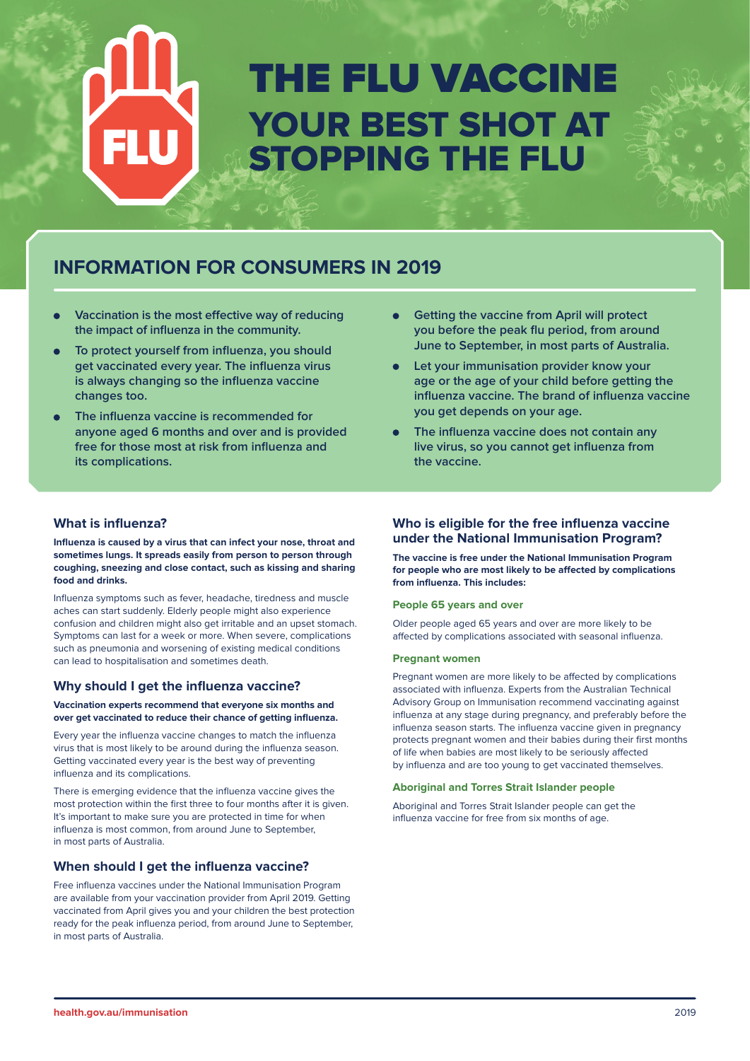# THE FLU VACCINE YOUR BEST SHOT AT STOPPING THE FLU

## INFORMATION FOR CONSUMERS IN 2019

- Vaccination is the most effective way of reducing the impact of influenza in the community.
- To protect yourself from influenza, you should get vaccinated every year. The influenza virus is always changing so the influenza vaccine changes too.
- The influenza vaccine is recommended for anyone aged 6 months and over and is provided free for those most at risk from influenza and its complications.
- Getting the vaccine from April will protect you before the peak flu period, from around June to September, in most parts of Australia.
- Let your immunisation provider know your age or the age of your child before getting the influenza vaccine. The brand of influenza vaccine you get depends on your age.
- The influenza vaccine does not contain any live virus, so you cannot get influenza from the vaccine.

### What is influenza?

**Influenza is caused by a virus that can infect your nose, throat and sometimes lungs. It spreads easily from person to person through coughing, sneezing and close contact, such as kissing and sharing food and drinks.**

Influenza symptoms such as fever, headache, tiredness and muscle aches can start suddenly. Elderly people might also experience confusion and children might also get irritable and an upset stomach. Symptoms can last for a week or more. When severe, complications such as pneumonia and worsening of existing medical conditions can lead to hospitalisation and sometimes death.

### Why should I get the influenza vaccine?

**Vaccination experts recommend that everyone six months and over get vaccinated to reduce their chance of getting influenza.**

Every year the influenza vaccine changes to match the influenza virus that is most likely to be around during the influenza season. Getting vaccinated every year is the best way of preventing influenza and its complications.

There is emerging evidence that the influenza vaccine gives the most protection within the first three to four months after it is given. It's important to make sure you are protected in time for when influenza is most common, from around June to September, in most parts of Australia.

### When should I get the influenza vaccine?

Free influenza vaccines under the National Immunisation Program are available from your vaccination provider from April 2019. Getting vaccinated from April gives you and your children the best protection ready for the peak influenza period, from around June to September, in most parts of Australia.

### Who is eligible for the free influenza vaccine under the National Immunisation Program?

**The vaccine is free under the National Immunisation Program for people who are most likely to be affected by complications from influenza. This includes:**

#### People 65 years and over

Older people aged 65 years and over are more likely to be affected by complications associated with seasonal influenza.

#### Pregnant women

Pregnant women are more likely to be affected by complications associated with influenza. Experts from the Australian Technical Advisory Group on Immunisation recommend vaccinating against influenza at any stage during pregnancy, and preferably before the influenza season starts. The influenza vaccine given in pregnancy protects pregnant women and their babies during their first months of life when babies are most likely to be seriously affected by influenza and are too young to get vaccinated themselves.

#### Aboriginal and Torres Strait Islander people

Aboriginal and Torres Strait Islander people can get the influenza vaccine for free from six months of age.

health.gov.au/immunisation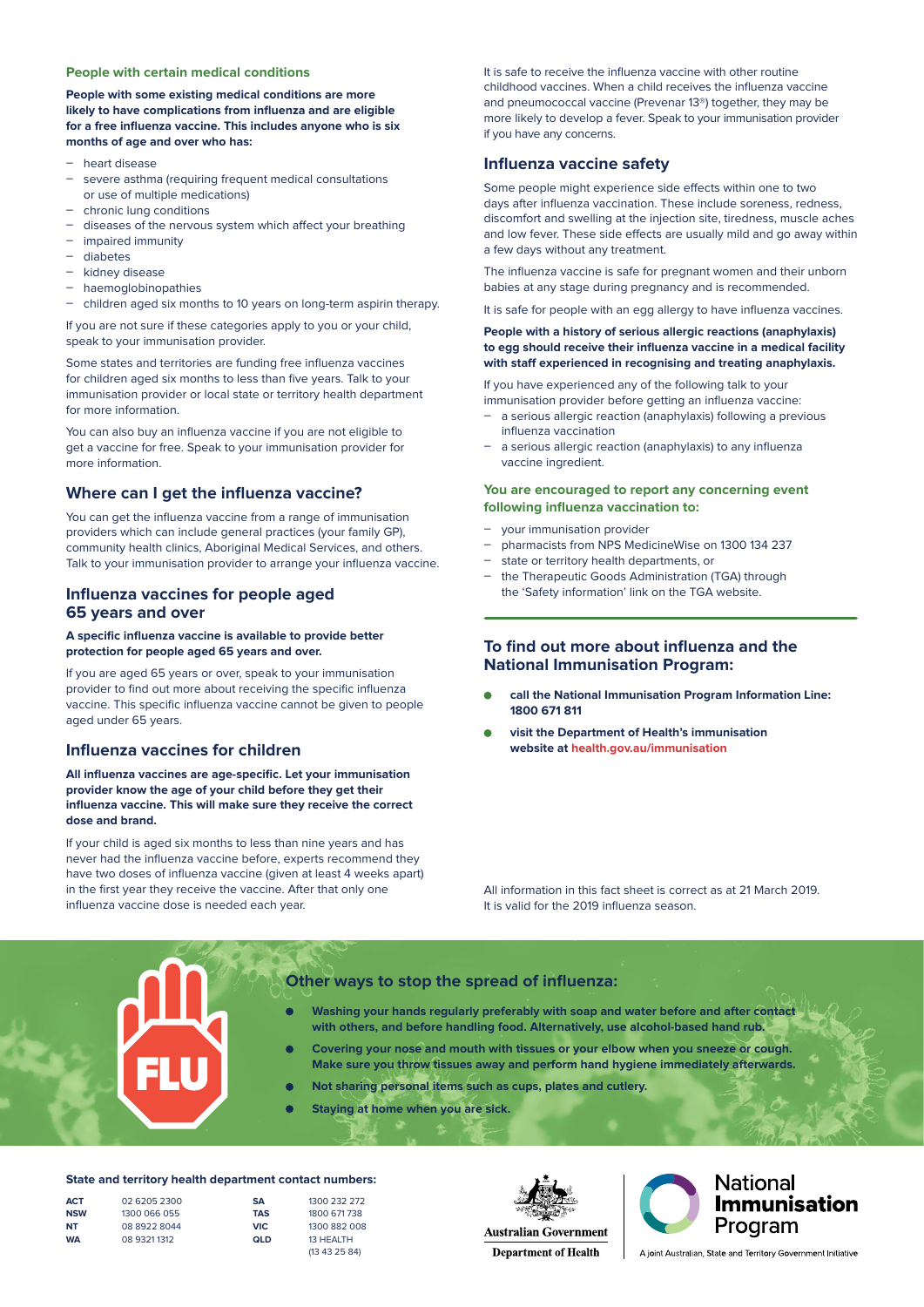## People with certain medical conditions

**People with some existing medical conditions are more likely to have complications from influenza and are eligible for a free influenza vaccine. This includes anyone who is six months of age and over who has:**

- heart disease
- severe asthma (requiring frequent medical consultations or use of multiple medications)
- chronic lung conditions
- diseases of the nervous system which affect your breathing
- impaired immunity
- diabetes
- kidney disease
- haemoglobinopathies
- children aged six months to 10 years on long-term aspirin therapy.

If you are not sure if these categories apply to you or your child, speak to your immunisation provider.

Some states and territories are funding free influenza vaccines for children aged six months to less than five years. Talk to your immunisation provider or local state or territory health department for more information.

You can also buy an influenza vaccine if you are not eligible to get a vaccine for free. Speak to your immunisation provider for more information.

## Where can I get the influenza vaccine?

You can get the influenza vaccine from a range of immunisation providers which can include general practices (your family GP), community health clinics, Aboriginal Medical Services, and others. Talk to your immunisation provider to arrange your influenza vaccine.

## Influenza vaccines for people aged 65 years and over

**A specific influenza vaccine is available to provide better protection for people aged 65 years and over.**

If you are aged 65 years or over, speak to your immunisation provider to find out more about receiving the specific influenza vaccine. This specific influenza vaccine cannot be given to people aged under 65 years.

## Influenza vaccines for children

**All influenza vaccines are age-specific. Let your immunisation provider know the age of your child before they get their influenza vaccine. This will make sure they receive the correct dose and brand.**

If your child is aged six months to less than nine years and has never had the influenza vaccine before, experts recommend they have two doses of influenza vaccine (given at least 4 weeks apart) in the first year they receive the vaccine. After that only one influenza vaccine dose is needed each year.

It is safe to receive the influenza vaccine with other routine childhood vaccines. When a child receives the influenza vaccine and pneumococcal vaccine (Prevenar 13®) together, they may be more likely to develop a fever. Speak to your immunisation provider if you have any concerns.

## Influenza vaccine safety

Some people might experience side effects within one to two days after influenza vaccination. These include soreness, redness, discomfort and swelling at the injection site, tiredness, muscle aches and low fever. These side effects are usually mild and go away within a few days without any treatment.

The influenza vaccine is safe for pregnant women and their unborn babies at any stage during pregnancy and is recommended.

It is safe for people with an egg allergy to have influenza vaccines.

**People with a history of serious allergic reactions (anaphylaxis) to egg should receive their influenza vaccine in a medical facility with staff experienced in recognising and treating anaphylaxis.**

If you have experienced any of the following talk to your immunisation provider before getting an influenza vaccine:

- a serious allergic reaction (anaphylaxis) following a previous influenza vaccination
- a serious allergic reaction (anaphylaxis) to any influenza vaccine ingredient.

### You are encouraged to report any concerning event following influenza vaccination to:

- your immunisation provider
- pharmacists from NPS MedicineWise on 1300 134 237
- state or territory health departments, or
- the Therapeutic Goods Administration (TGA) through the 'Safety information' link on the TGA website.

## To find out more about influenza and the National Immunisation Program:

- **call the National Immunisation Program Information Line: 1800 671 811**
- **visit the Department of Health's immunisation website at health.gov.au/immunisation**

All information in this fact sheet is correct as at 21 March 2019. It is valid for the 2019 influenza season.

FLU

## Other ways to stop the spread of influenza:

- **Washing your hands regularly preferably with soap and water before and after contact with others, and before handling food. Alternatively, use alcohol-based hand rub.**
- **Covering your nose and mouth with tissues or your elbow when you sneeze or cough. Make sure you throw tissues away and perform hand hygiene immediately afterwards.**
- **Not sharing personal items such as cups, plates and cutlery.**
- **Staying at home when you are sick.**

**State and territory health department contact numbers:**

| | | | |
|---|---|---|---|
| **ACT** | 02 6205 2300 | **SA** | 1300 232 272 |
| **NSW** | 1300 066 055 | **TAS** | 1800 671 738 |
| **NT** | 08 8922 8044 | **VIC** | 1300 882 008 |
| **WA** | 08 9321 1312 | **QLD** | 13 HEALTH (13 43 25 84) |

Australian Government
Department of Health

National Immunisation Program
A joint Australian, State and Territory Government Initiative